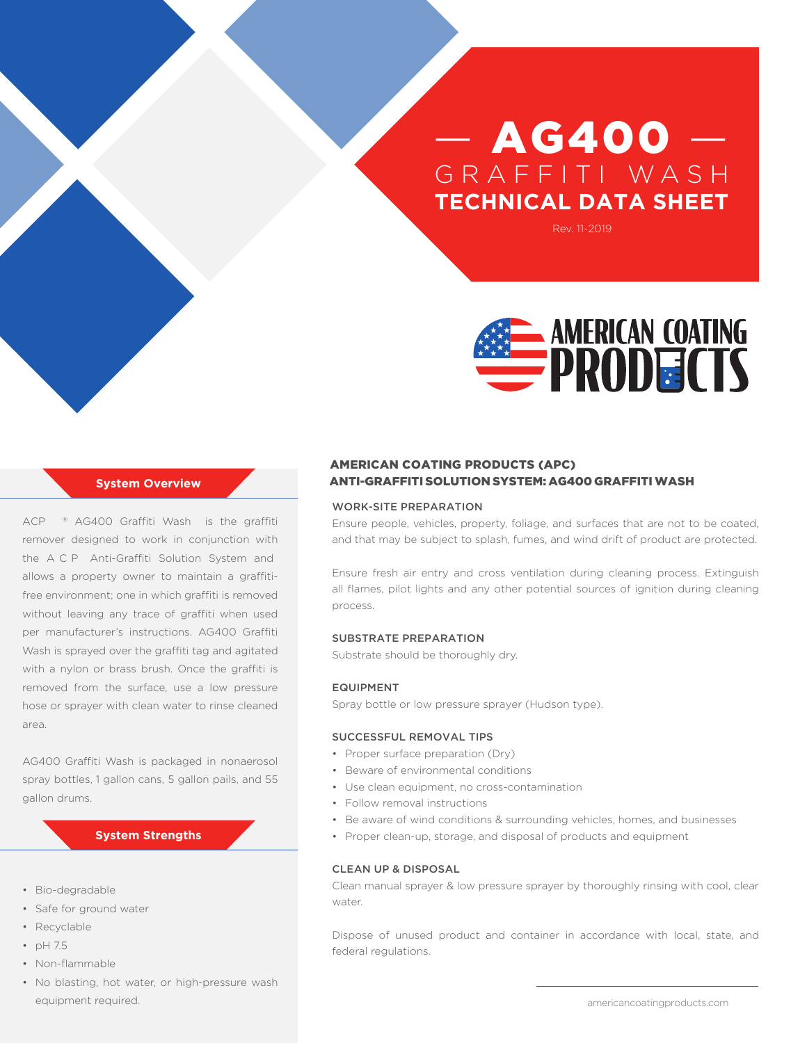# — AG400 —
## GRAFFITI WASH
## TECHNICAL DATA SHEET

Rev. 11-2019

AMERICAN COATING PRODUCTS

### System Overview

ACP ® AG400 Graffiti Wash is the graffiti remover designed to work in conjunction with the ACP Anti-Graffiti Solution System and allows a property owner to maintain a graffiti-free environment; one in which graffiti is removed without leaving any trace of graffiti when used per manufacturer's instructions. AG400 Graffiti Wash is sprayed over the graffiti tag and agitated with a nylon or brass brush. Once the graffiti is removed from the surface, use a low pressure hose or sprayer with clean water to rinse cleaned area.

AG400 Graffiti Wash is packaged in nonaerosol spray bottles, 1 gallon cans, 5 gallon pails, and 55 gallon drums.

### System Strengths

- Bio-degradable
- Safe for ground water
- Recyclable
- pH 7.5
- Non-flammable
- No blasting, hot water, or high-pressure wash equipment required.

## AMERICAN COATING PRODUCTS (APC) ANTI-GRAFFITI SOLUTION SYSTEM: AG400 GRAFFITI WASH

### WORK-SITE PREPARATION

Ensure people, vehicles, property, foliage, and surfaces that are not to be coated, and that may be subject to splash, fumes, and wind drift of product are protected.

Ensure fresh air entry and cross ventilation during cleaning process. Extinguish all flames, pilot lights and any other potential sources of ignition during cleaning process.

### SUBSTRATE PREPARATION

Substrate should be thoroughly dry.

### EQUIPMENT

Spray bottle or low pressure sprayer (Hudson type).

### SUCCESSFUL REMOVAL TIPS

- Proper surface preparation (Dry)
- Beware of environmental conditions
- Use clean equipment, no cross-contamination
- Follow removal instructions
- Be aware of wind conditions & surrounding vehicles, homes, and businesses
- Proper clean-up, storage, and disposal of products and equipment

### CLEAN UP & DISPOSAL

Clean manual sprayer & low pressure sprayer by thoroughly rinsing with cool, clear water.

Dispose of unused product and container in accordance with local, state, and federal regulations.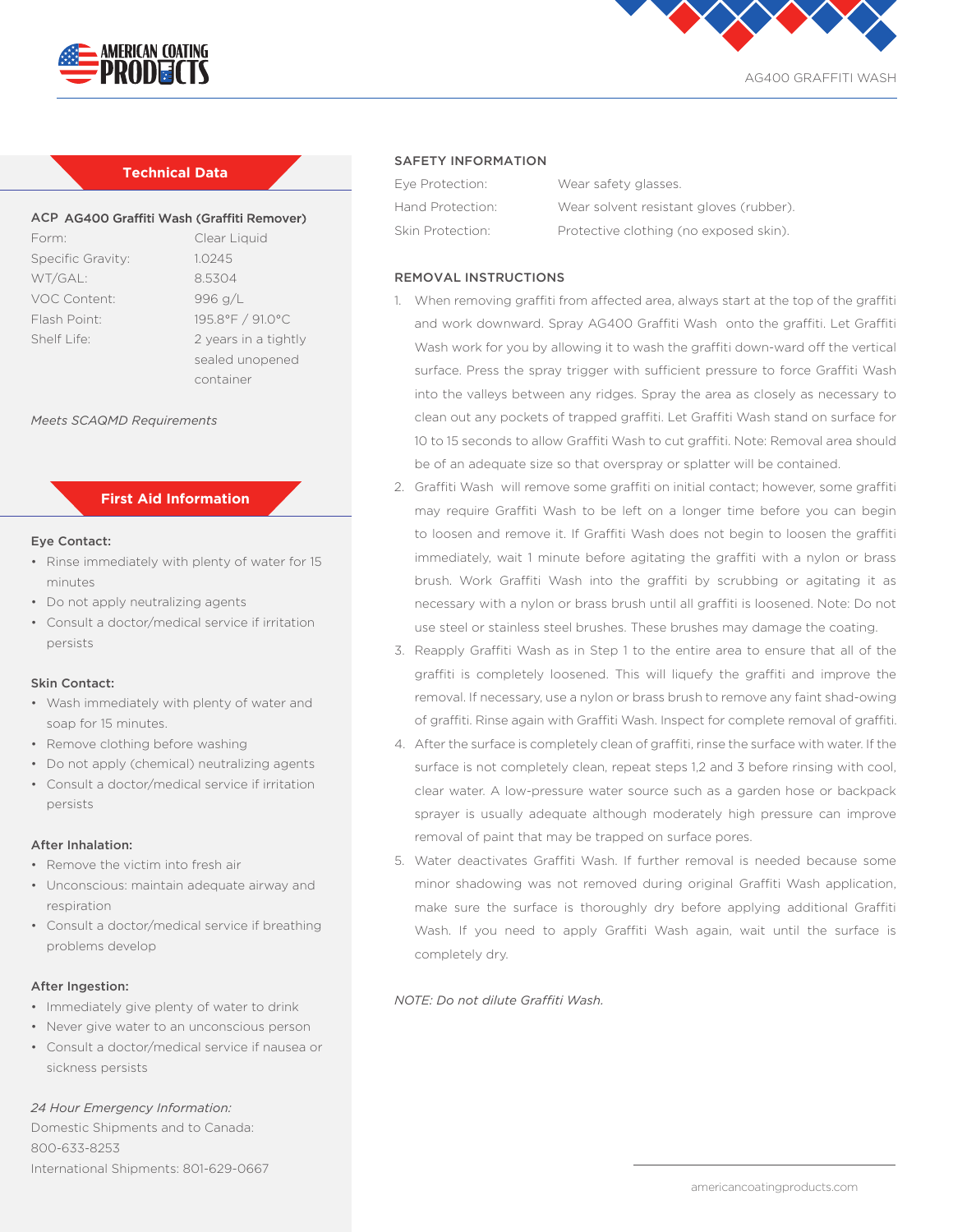## Technical Data

**ACP AG400 Graffiti Wash (Graffiti Remover)**

| | |
|---|---|
| Form: | Clear Liquid |
| Specific Gravity: | 1.0245 |
| WT/GAL: | 8.5304 |
| VOC Content: | 996 g/L |
| Flash Point: | 195.8°F / 91.0°C |
| Shelf Life: | 2 years in a tightly sealed unopened container |

*Meets SCAQMD Requirements*

## First Aid Information

**Eye Contact:**

- Rinse immediately with plenty of water for 15 minutes
- Do not apply neutralizing agents
- Consult a doctor/medical service if irritation persists

**Skin Contact:**

- Wash immediately with plenty of water and soap for 15 minutes.
- Remove clothing before washing
- Do not apply (chemical) neutralizing agents
- Consult a doctor/medical service if irritation persists

**After Inhalation:**

- Remove the victim into fresh air
- Unconscious: maintain adequate airway and respiration
- Consult a doctor/medical service if breathing problems develop

**After Ingestion:**

- Immediately give plenty of water to drink
- Never give water to an unconscious person
- Consult a doctor/medical service if nausea or sickness persists

*24 Hour Emergency Information:*
Domestic Shipments and to Canada: 800-633-8253
International Shipments: 801-629-0667

## SAFETY INFORMATION

| | |
|---|---|
| Eye Protection: | Wear safety glasses. |
| Hand Protection: | Wear solvent resistant gloves (rubber). |
| Skin Protection: | Protective clothing (no exposed skin). |

## REMOVAL INSTRUCTIONS

1. When removing graffiti from affected area, always start at the top of the graffiti and work downward. Spray AG400 Graffiti Wash onto the graffiti. Let Graffiti Wash work for you by allowing it to wash the graffiti down-ward off the vertical surface. Press the spray trigger with sufficient pressure to force Graffiti Wash into the valleys between any ridges. Spray the area as closely as necessary to clean out any pockets of trapped graffiti. Let Graffiti Wash stand on surface for 10 to 15 seconds to allow Graffiti Wash to cut graffiti. Note: Removal area should be of an adequate size so that overspray or splatter will be contained.
2. Graffiti Wash will remove some graffiti on initial contact; however, some graffiti may require Graffiti Wash to be left on a longer time before you can begin to loosen and remove it. If Graffiti Wash does not begin to loosen the graffiti immediately, wait 1 minute before agitating the graffiti with a nylon or brass brush. Work Graffiti Wash into the graffiti by scrubbing or agitating it as necessary with a nylon or brass brush until all graffiti is loosened. Note: Do not use steel or stainless steel brushes. These brushes may damage the coating.
3. Reapply Graffiti Wash as in Step 1 to the entire area to ensure that all of the graffiti is completely loosened. This will liquefy the graffiti and improve the removal. If necessary, use a nylon or brass brush to remove any faint shad-owing of graffiti. Rinse again with Graffiti Wash. Inspect for complete removal of graffiti.
4. After the surface is completely clean of graffiti, rinse the surface with water. If the surface is not completely clean, repeat steps 1,2 and 3 before rinsing with cool, clear water. A low-pressure water source such as a garden hose or backpack sprayer is usually adequate although moderately high pressure can improve removal of paint that may be trapped on surface pores.
5. Water deactivates Graffiti Wash. If further removal is needed because some minor shadowing was not removed during original Graffiti Wash application, make sure the surface is thoroughly dry before applying additional Graffiti Wash. If you need to apply Graffiti Wash again, wait until the surface is completely dry.

*NOTE: Do not dilute Graffiti Wash.*